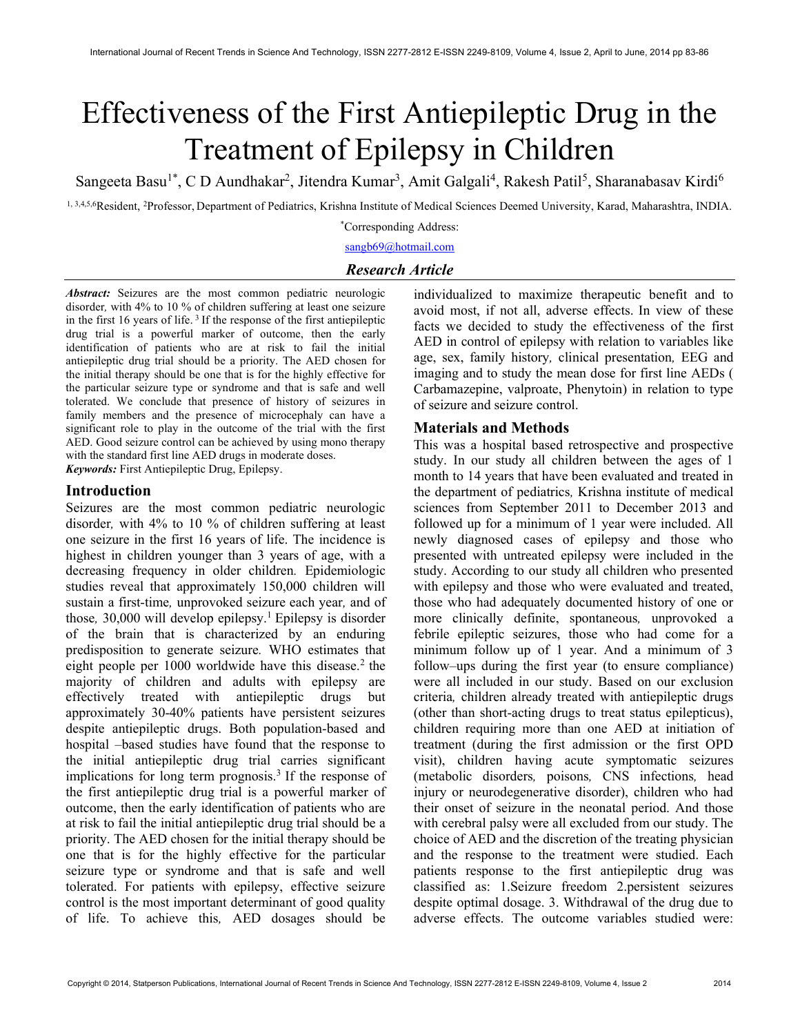# Effectiveness of the First Antiepileptic Drug in the Treatment of Epilepsy in Children

Sangeeta Basu[1*], C D Aundhakar[2], Jitendra Kumar[3], Amit Galgali[4], Rakesh Patil[5], Sharanabasav Kirdi[6]

[1, 3,4,5,6]Resident, [2]Professor, Department of Pediatrics, Krishna Institute of Medical Sciences Deemed University, Karad, Maharashtra, INDIA.

[*]Corresponding Address:

sangb69@hotmail.com

*Research Article*

***Abstract:*** Seizures are the most common pediatric neurologic disorder, with 4% to 10 % of children suffering at least one seizure in the first 16 years of life.[3] If the response of the first antiepileptic drug trial is a powerful marker of outcome, then the early identification of patients who are at risk to fail the initial antiepileptic drug trial should be a priority. The AED chosen for the initial therapy should be one that is for the highly effective for the particular seizure type or syndrome and that is safe and well tolerated. We conclude that presence of history of seizures in family members and the presence of microcephaly can have a significant role to play in the outcome of the trial with the first AED. Good seizure control can be achieved by using mono therapy with the standard first line AED drugs in moderate doses.

***Keywords:*** First Antiepileptic Drug, Epilepsy.

## Introduction

Seizures are the most common pediatric neurologic disorder, with 4% to 10 % of children suffering at least one seizure in the first 16 years of life. The incidence is highest in children younger than 3 years of age, with a decreasing frequency in older children. Epidemiologic studies reveal that approximately 150,000 children will sustain a first-time, unprovoked seizure each year, and of those, 30,000 will develop epilepsy.[1] Epilepsy is disorder of the brain that is characterized by an enduring predisposition to generate seizure. WHO estimates that eight people per 1000 worldwide have this disease.[2] the majority of children and adults with epilepsy are effectively treated with antiepileptic drugs but approximately 30-40% patients have persistent seizures despite antiepileptic drugs. Both population-based and hospital –based studies have found that the response to the initial antiepileptic drug trial carries significant implications for long term prognosis.[3] If the response of the first antiepileptic drug trial is a powerful marker of outcome, then the early identification of patients who are at risk to fail the initial antiepileptic drug trial should be a priority. The AED chosen for the initial therapy should be one that is for the highly effective for the particular seizure type or syndrome and that is safe and well tolerated. For patients with epilepsy, effective seizure control is the most important determinant of good quality of life. To achieve this, AED dosages should be individualized to maximize therapeutic benefit and to avoid most, if not all, adverse effects. In view of these facts we decided to study the effectiveness of the first AED in control of epilepsy with relation to variables like age, sex, family history, clinical presentation, EEG and imaging and to study the mean dose for first line AEDs ( Carbamazepine, valproate, Phenytoin) in relation to type of seizure and seizure control.

## Materials and Methods

This was a hospital based retrospective and prospective study. In our study all children between the ages of 1 month to 14 years that have been evaluated and treated in the department of pediatrics, Krishna institute of medical sciences from September 2011 to December 2013 and followed up for a minimum of 1 year were included. All newly diagnosed cases of epilepsy and those who presented with untreated epilepsy were included in the study. According to our study all children who presented with epilepsy and those who were evaluated and treated, those who had adequately documented history of one or more clinically definite, spontaneous, unprovoked a febrile epileptic seizures, those who had come for a minimum follow up of 1 year. And a minimum of 3 follow–ups during the first year (to ensure compliance) were all included in our study. Based on our exclusion criteria, children already treated with antiepileptic drugs (other than short-acting drugs to treat status epilepticus), children requiring more than one AED at initiation of treatment (during the first admission or the first OPD visit), children having acute symptomatic seizures (metabolic disorders, poisons, CNS infections, head injury or neurodegenerative disorder), children who had their onset of seizure in the neonatal period. And those with cerebral palsy were all excluded from our study. The choice of AED and the discretion of the treating physician and the response to the treatment were studied. Each patients response to the first antiepileptic drug was classified as: 1.Seizure freedom 2.persistent seizures despite optimal dosage. 3. Withdrawal of the drug due to adverse effects. The outcome variables studied were: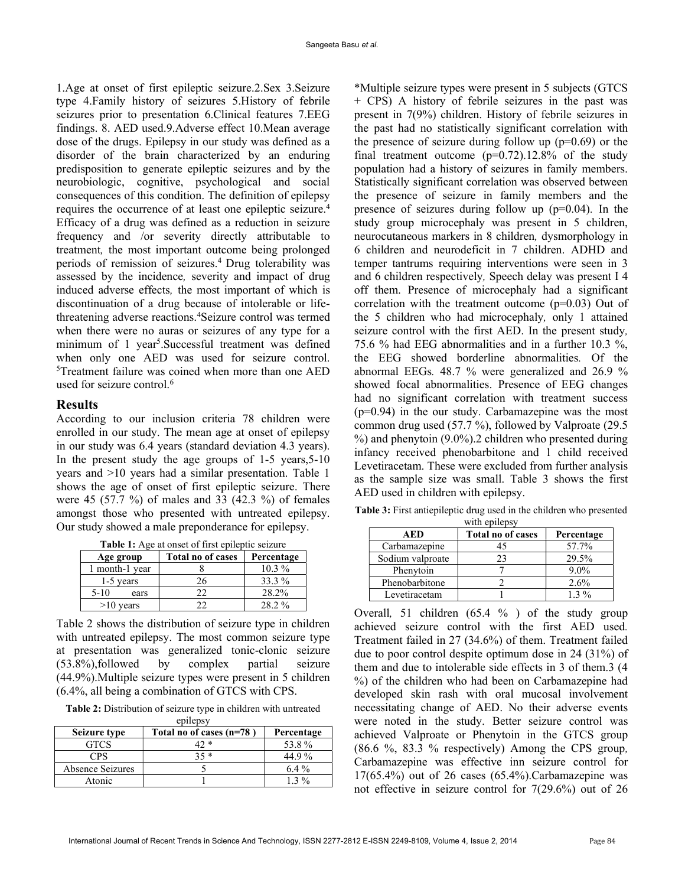1.Age at onset of first epileptic seizure.2.Sex 3.Seizure type 4.Family history of seizures 5.History of febrile seizures prior to presentation 6.Clinical features 7.EEG findings. 8. AED used.9.Adverse effect 10.Mean average dose of the drugs. Epilepsy in our study was defined as a disorder of the brain characterized by an enduring predisposition to generate epileptic seizures and by the neurobiologic, cognitive, psychological and social consequences of this condition. The definition of epilepsy requires the occurrence of at least one epileptic seizure.[4] Efficacy of a drug was defined as a reduction in seizure frequency and /or severity directly attributable to treatment, the most important outcome being prolonged periods of remission of seizures.[4] Drug tolerability was assessed by the incidence, severity and impact of drug induced adverse effects, the most important of which is discontinuation of a drug because of intolerable or life-threatening adverse reactions.[4]Seizure control was termed when there were no auras or seizures of any type for a minimum of 1 year[5].Successful treatment was defined when only one AED was used for seizure control. [5]Treatment failure was coined when more than one AED used for seizure control.[6]

## Results

According to our inclusion criteria 78 children were enrolled in our study. The mean age at onset of epilepsy in our study was 6.4 years (standard deviation 4.3 years). In the present study the age groups of 1-5 years,5-10 years and >10 years had a similar presentation. Table 1 shows the age of onset of first epileptic seizure. There were 45 (57.7 %) of males and 33 (42.3 %) of females amongst those who presented with untreated epilepsy. Our study showed a male preponderance for epilepsy.

**Table 1:** Age at onset of first epileptic seizure

| Age group | Total no of cases | Percentage |
|---|---|---|
| 1 month-1 year | 8 | 10.3 % |
| 1-5 years | 26 | 33.3 % |
| 5-10 ears | 22 | 28.2% |
| >10 years | 22 | 28.2 % |

Table 2 shows the distribution of seizure type in children with untreated epilepsy. The most common seizure type at presentation was generalized tonic-clonic seizure (53.8%),followed by complex partial seizure (44.9%).Multiple seizure types were present in 5 children (6.4%, all being a combination of GTCS with CPS.

**Table 2:** Distribution of seizure type in children with untreated epilepsy

| Seizure type | Total no of cases (n=78 ) | Percentage |
|---|---|---|
| GTCS | 42 * | 53.8 % |
| CPS | 35 * | 44.9 % |
| Absence Seizures | 5 | 6.4 % |
| Atonic | 1 | 1.3 % |

*Multiple seizure types were present in 5 subjects (GTCS + CPS) A history of febrile seizures in the past was present in 7(9%) children. History of febrile seizures in the past had no statistically significant correlation with the presence of seizure during follow up (p=0.69) or the final treatment outcome (p=0.72).12.8% of the study population had a history of seizures in family members. Statistically significant correlation was observed between the presence of seizure in family members and the presence of seizures during follow up (p=0.04). In the study group microcephaly was present in 5 children, neurocutaneous markers in 8 children, dysmorphology in 6 children and neurodeficit in 7 children. ADHD and temper tantrums requiring interventions were seen in 3 and 6 children respectively, Speech delay was present I 4 off them. Presence of microcephaly had a significant correlation with the treatment outcome (p=0.03) Out of the 5 children who had microcephaly, only 1 attained seizure control with the first AED. In the present study, 75.6 % had EEG abnormalities and in a further 10.3 %, the EEG showed borderline abnormalities. Of the abnormal EEGs. 48.7 % were generalized and 26.9 % showed focal abnormalities. Presence of EEG changes had no significant correlation with treatment success (p=0.94) in the our study. Carbamazepine was the most common drug used (57.7 %), followed by Valproate (29.5 %) and phenytoin (9.0%).2 children who presented during infancy received phenobarbitone and 1 child received Levetiracetam. These were excluded from further analysis as the sample size was small. Table 3 shows the first AED used in children with epilepsy.

**Table 3:** First antiepileptic drug used in the children who presented with epilepsy

| AED | Total no of cases | Percentage |
|---|---|---|
| Carbamazepine | 45 | 57.7% |
| Sodium valproate | 23 | 29.5% |
| Phenytoin | 7 | 9.0% |
| Phenobarbitone | 2 | 2.6% |
| Levetiracetam | 1 | 1.3 % |

Overall, 51 children (65.4 % ) of the study group achieved seizure control with the first AED used. Treatment failed in 27 (34.6%) of them. Treatment failed due to poor control despite optimum dose in 24 (31%) of them and due to intolerable side effects in 3 of them.3 (4 %) of the children who had been on Carbamazepine had developed skin rash with oral mucosal involvement necessitating change of AED. No their adverse events were noted in the study. Better seizure control was achieved Valproate or Phenytoin in the GTCS group (86.6 %, 83.3 % respectively) Among the CPS group, Carbamazepine was effective inn seizure control for 17(65.4%) out of 26 cases (65.4%).Carbamazepine was not effective in seizure control for 7(29.6%) out of 26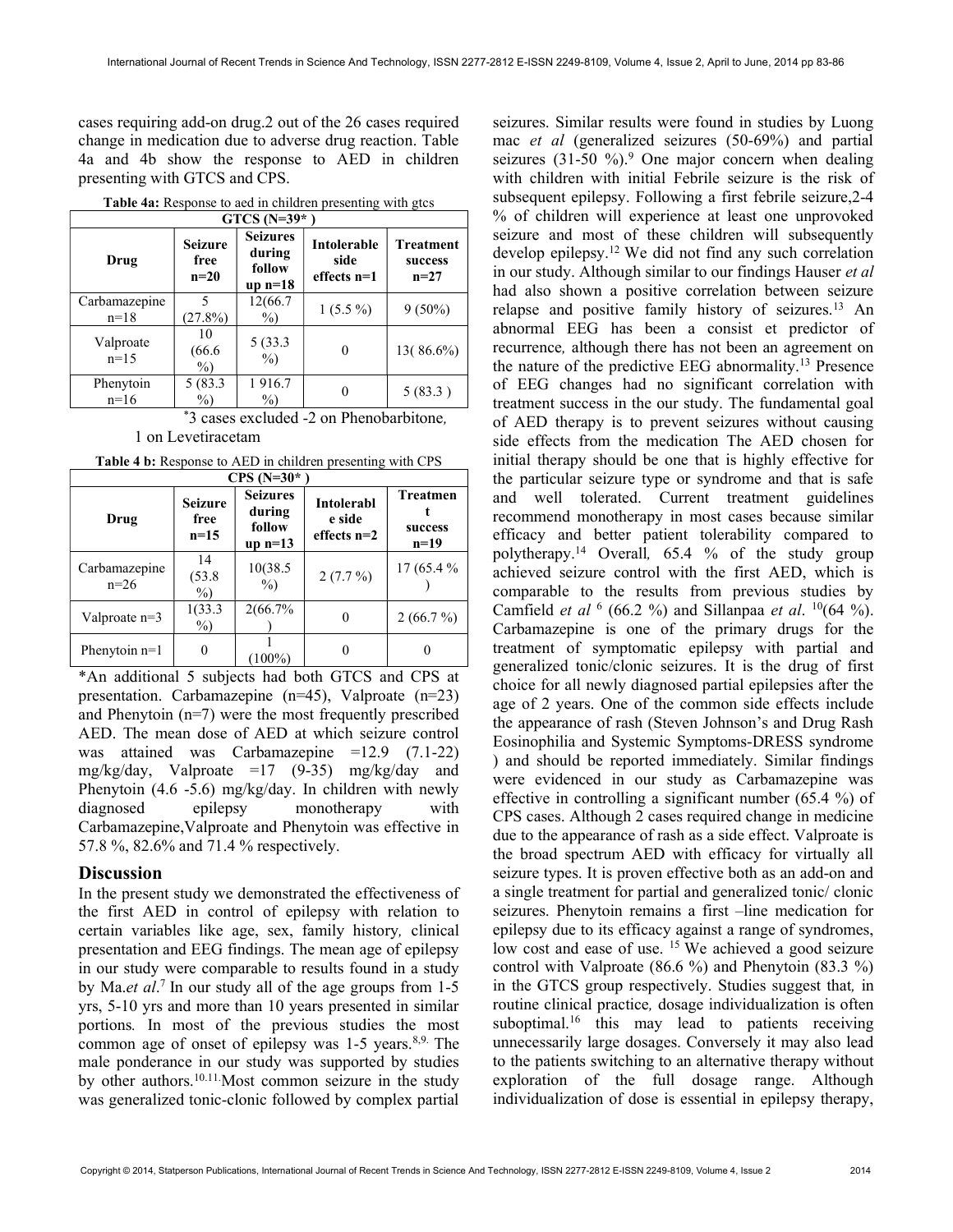cases requiring add-on drug.2 out of the 26 cases required change in medication due to adverse drug reaction. Table 4a and 4b show the response to AED in children presenting with GTCS and CPS.

**Table 4a:** Response to aed in children presenting with gtcs

| GTCS (N=39* ) | | | | |
|---|---|---|---|---|
| **Drug** | **Seizure free n=20** | **Seizures during follow up n=18** | **Intolerable side effects n=1** | **Treatment success n=27** |
| Carbamazepine n=18 | 5 (27.8%) | 12(66.7 %) | 1 (5.5 %) | 9 (50%) |
| Valproate n=15 | 10 (66.6 %) | 5 (33.3 %) | 0 | 13( 86.6%) |
| Phenytoin n=16 | 5 (83.3 %) | 1 916.7 %) | 0 | 5 (83.3 ) |

*3 cases excluded -2 on Phenobarbitone, 1 on Levetiracetam

**Table 4 b:** Response to AED in children presenting with CPS

| CPS (N=30* ) | | | | |
|---|---|---|---|---|
| **Drug** | **Seizure free n=15** | **Seizures during follow up n=13** | **Intolerable side effects n=2** | **Treatment success n=19** |
| Carbamazepine n=26 | 14 (53.8 %) | 10(38.5 %) | 2 (7.7 %) | 17 (65.4 % ) |
| Valproate n=3 | 1(33.3 %) | 2(66.7% ) | 0 | 2 (66.7 %) |
| Phenytoin n=1 | 0 | 1 (100%) | 0 | 0 |

*An additional 5 subjects had both GTCS and CPS at presentation. Carbamazepine (n=45), Valproate (n=23) and Phenytoin (n=7) were the most frequently prescribed AED. The mean dose of AED at which seizure control was attained was Carbamazepine =12.9 (7.1-22) mg/kg/day, Valproate =17 (9-35) mg/kg/day and Phenytoin (4.6 -5.6) mg/kg/day. In children with newly diagnosed epilepsy monotherapy with Carbamazepine,Valproate and Phenytoin was effective in 57.8 %, 82.6% and 71.4 % respectively.

## Discussion

In the present study we demonstrated the effectiveness of the first AED in control of epilepsy with relation to certain variables like age, sex, family history, clinical presentation and EEG findings. The mean age of epilepsy in our study were comparable to results found in a study by Ma.*et al*.[7] In our study all of the age groups from 1-5 yrs, 5-10 yrs and more than 10 years presented in similar portions. In most of the previous studies the most common age of onset of epilepsy was 1-5 years.[8,9] The male ponderance in our study was supported by studies by other authors.[10,11] Most common seizure in the study was generalized tonic-clonic followed by complex partial seizures. Similar results were found in studies by Luong mac *et al* (generalized seizures (50-69%) and partial seizures (31-50 %).[9] One major concern when dealing with children with initial Febrile seizure is the risk of subsequent epilepsy. Following a first febrile seizure,2-4 % of children will experience at least one unprovoked seizure and most of these children will subsequently develop epilepsy.[12] We did not find any such correlation in our study. Although similar to our findings Hauser *et al* had also shown a positive correlation between seizure relapse and positive family history of seizures.[13] An abnormal EEG has been a consist et predictor of recurrence, although there has not been an agreement on the nature of the predictive EEG abnormality.[13] Presence of EEG changes had no significant correlation with treatment success in the our study. The fundamental goal of AED therapy is to prevent seizures without causing side effects from the medication The AED chosen for initial therapy should be one that is highly effective for the particular seizure type or syndrome and that is safe and well tolerated. Current treatment guidelines recommend monotherapy in most cases because similar efficacy and better patient tolerability compared to polytherapy.[14] Overall, 65.4 % of the study group achieved seizure control with the first AED, which is comparable to the results from previous studies by Camfield *et al* [6] (66.2 %) and Sillanpaa *et al*. [10](64 %). Carbamazepine is one of the primary drugs for the treatment of symptomatic epilepsy with partial and generalized tonic/clonic seizures. It is the drug of first choice for all newly diagnosed partial epilepsies after the age of 2 years. One of the common side effects include the appearance of rash (Steven Johnson's and Drug Rash Eosinophilia and Systemic Symptoms-DRESS syndrome ) and should be reported immediately. Similar findings were evidenced in our study as Carbamazepine was effective in controlling a significant number (65.4 %) of CPS cases. Although 2 cases required change in medicine due to the appearance of rash as a side effect. Valproate is the broad spectrum AED with efficacy for virtually all seizure types. It is proven effective both as an add-on and a single treatment for partial and generalized tonic/ clonic seizures. Phenytoin remains a first –line medication for epilepsy due to its efficacy against a range of syndromes, low cost and ease of use. [15] We achieved a good seizure control with Valproate (86.6 %) and Phenytoin (83.3 %) in the GTCS group respectively. Studies suggest that, in routine clinical practice, dosage individualization is often suboptimal.[16] this may lead to patients receiving unnecessarily large dosages. Conversely it may also lead to the patients switching to an alternative therapy without exploration of the full dosage range. Although individualization of dose is essential in epilepsy therapy,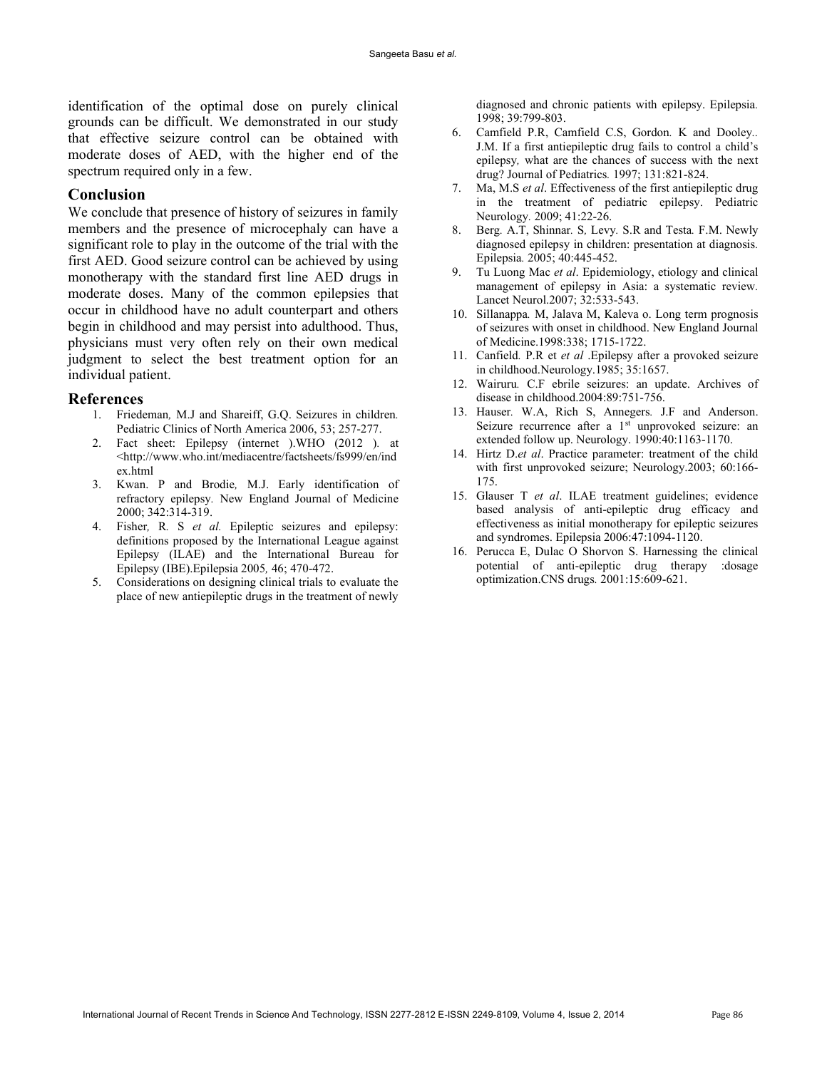identification of the optimal dose on purely clinical grounds can be difficult. We demonstrated in our study that effective seizure control can be obtained with moderate doses of AED, with the higher end of the spectrum required only in a few.

## Conclusion

We conclude that presence of history of seizures in family members and the presence of microcephaly can have a significant role to play in the outcome of the trial with the first AED. Good seizure control can be achieved by using monotherapy with the standard first line AED drugs in moderate doses. Many of the common epilepsies that occur in childhood have no adult counterpart and others begin in childhood and may persist into adulthood. Thus, physicians must very often rely on their own medical judgment to select the best treatment option for an individual patient.

## References

1. Friedeman, M.J and Shareiff, G.Q. Seizures in children. Pediatric Clinics of North America 2006, 53; 257-277.
2. Fact sheet: Epilepsy (internet ).WHO (2012 ). at <http://www.who.int/mediacentre/factsheets/fs999/en/index.html
3. Kwan. P and Brodie, M.J. Early identification of refractory epilepsy. New England Journal of Medicine 2000; 342:314-319.
4. Fisher, R. S *et al.* Epileptic seizures and epilepsy: definitions proposed by the International League against Epilepsy (ILAE) and the International Bureau for Epilepsy (IBE).Epilepsia 2005, 46; 470-472.
5. Considerations on designing clinical trials to evaluate the place of new antiepileptic drugs in the treatment of newly diagnosed and chronic patients with epilepsy. Epilepsia. 1998; 39:799-803.
6. Camfield P.R, Camfield C.S, Gordon. K and Dooley.. J.M. If a first antiepileptic drug fails to control a child's epilepsy, what are the chances of success with the next drug? Journal of Pediatrics. 1997; 131:821-824.
7. Ma, M.S *et al*. Effectiveness of the first antiepileptic drug in the treatment of pediatric epilepsy. Pediatric Neurology. 2009; 41:22-26.
8. Berg. A.T, Shinnar. S, Levy. S.R and Testa. F.M. Newly diagnosed epilepsy in children: presentation at diagnosis. Epilepsia. 2005; 40:445-452.
9. Tu Luong Mac *et al*. Epidemiology, etiology and clinical management of epilepsy in Asia: a systematic review. Lancet Neurol.2007; 32:533-543.
10. Sillanappa. M, Jalava M, Kaleva o. Long term prognosis of seizures with onset in childhood. New England Journal of Medicine.1998:338; 1715-1722.
11. Canfield. P.R et *et al* .Epilepsy after a provoked seizure in childhood.Neurology.1985; 35:1657.
12. Wairuru. C.F ebrile seizures: an update. Archives of disease in childhood.2004:89:751-756.
13. Hauser. W.A, Rich S, Annegers. J.F and Anderson. Seizure recurrence after a 1st unprovoked seizure: an extended follow up. Neurology. 1990:40:1163-1170.
14. Hirtz D.*et al*. Practice parameter: treatment of the child with first unprovoked seizure; Neurology.2003; 60:166-175.
15. Glauser T *et al*. ILAE treatment guidelines; evidence based analysis of anti-epileptic drug efficacy and effectiveness as initial monotherapy for epileptic seizures and syndromes. Epilepsia 2006:47:1094-1120.
16. Perucca E, Dulac O Shorvon S. Harnessing the clinical potential of anti-epileptic drug therapy :dosage optimization.CNS drugs. 2001:15:609-621.